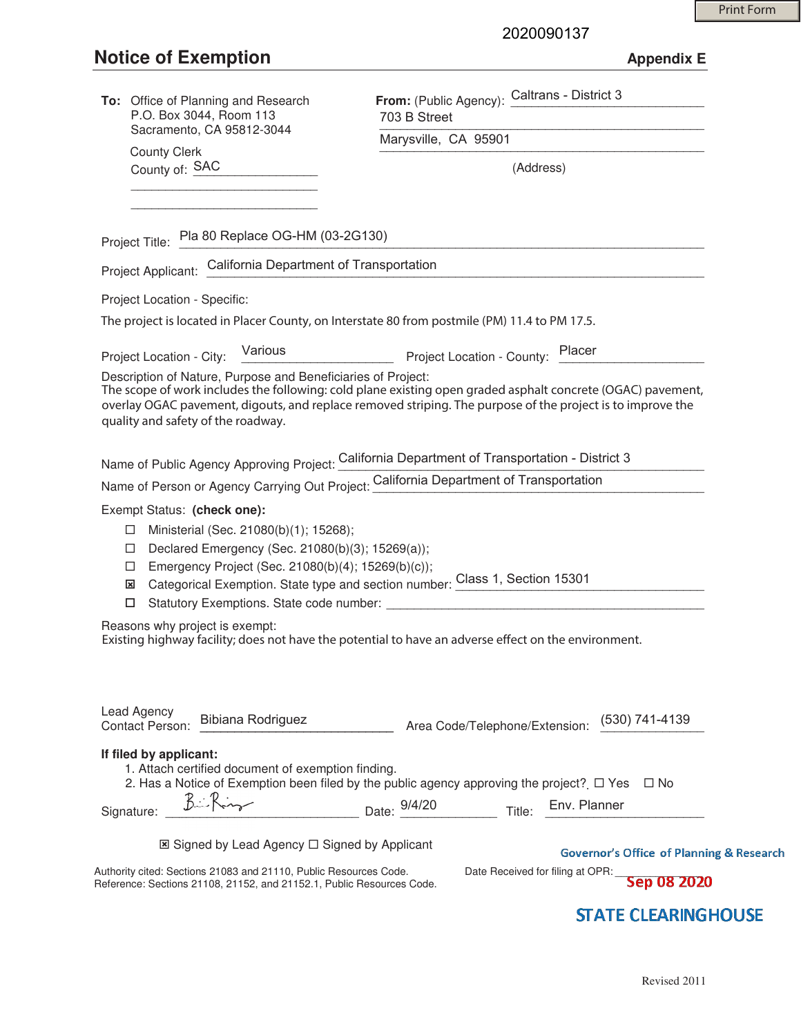Print Form

2020090137

# Notice of Exemption

**Appendix E**

**To:** Office of Planning and Research
P.O. Box 3044, Room 113
Sacramento, CA 95812-3044

County Clerk
County of: SAC

**From:** (Public Agency): Caltrans - District 3
703 B Street
Marysville, CA 95901
(Address)

Project Title: Pla 80 Replace OG-HM (03-2G130)

Project Applicant: California Department of Transportation

Project Location - Specific:
The project is located in Placer County, on Interstate 80 from postmile (PM) 11.4 to PM 17.5.

Project Location - City: Various    Project Location - County: Placer

Description of Nature, Purpose and Beneficiaries of Project:
The scope of work includes the following: cold plane existing open graded asphalt concrete (OGAC) pavement, overlay OGAC pavement, digouts, and replace removed striping. The purpose of the project is to improve the quality and safety of the roadway.

Name of Public Agency Approving Project: California Department of Transportation - District 3

Name of Person or Agency Carrying Out Project: California Department of Transportation

Exempt Status: **(check one):**

- ☐ Ministerial (Sec. 21080(b)(1); 15268);
- ☐ Declared Emergency (Sec. 21080(b)(3); 15269(a));
- ☐ Emergency Project (Sec. 21080(b)(4); 15269(b)(c));
- ☒ Categorical Exemption. State type and section number: Class 1, Section 15301
- ☐ Statutory Exemptions. State code number:

Reasons why project is exempt:
Existing highway facility; does not have the potential to have an adverse effect on the environment.

Lead Agency
Contact Person: Bibiana Rodriguez    Area Code/Telephone/Extension: (530) 741-4139

**If filed by applicant:**

1. Attach certified document of exemption finding.
2. Has a Notice of Exemption been filed by the public agency approving the project? ☐ Yes ☐ No

Signature: B. Rodriguez    Date: 9/4/20    Title: Env. Planner

☒ Signed by Lead Agency ☐ Signed by Applicant

Authority cited: Sections 21083 and 21110, Public Resources Code.
Reference: Sections 21108, 21152, and 21152.1, Public Resources Code.

Governor's Office of Planning & Research

Date Received for filing at OPR: Sep 08 2020

STATE CLEARINGHOUSE

Revised 2011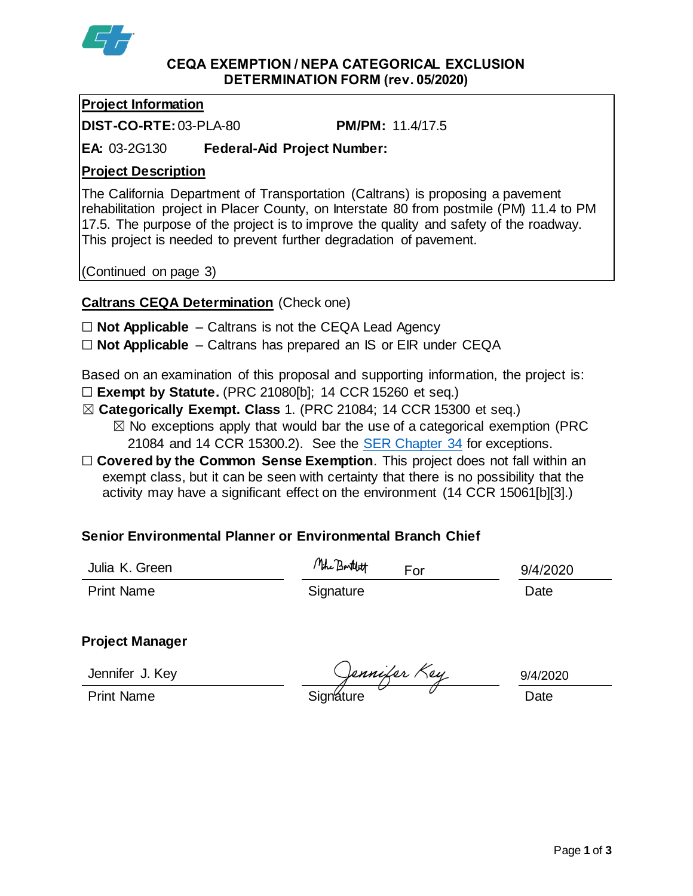# CEQA EXEMPTION / NEPA CATEGORICAL EXCLUSION DETERMINATION FORM (rev. 05/2020)

**Project Information**

**DIST-CO-RTE:** 03-PLA-80 **PM/PM:** 11.4/17.5

**EA:** 03-2G130 **Federal-Aid Project Number:**

**Project Description**

The California Department of Transportation (Caltrans) is proposing a pavement rehabilitation project in Placer County, on Interstate 80 from postmile (PM) 11.4 to PM 17.5. The purpose of the project is to improve the quality and safety of the roadway. This project is needed to prevent further degradation of pavement.

(Continued on page 3)

**Caltrans CEQA Determination** (Check one)

☐ **Not Applicable** – Caltrans is not the CEQA Lead Agency

☐ **Not Applicable** – Caltrans has prepared an IS or EIR under CEQA

Based on an examination of this proposal and supporting information, the project is:

☐ **Exempt by Statute.** (PRC 21080[b]; 14 CCR 15260 et seq.)

☒ **Categorically Exempt. Class** 1. (PRC 21084; 14 CCR 15300 et seq.)

☒ No exceptions apply that would bar the use of a categorical exemption (PRC 21084 and 14 CCR 15300.2). See the SER Chapter 34 for exceptions.

☐ **Covered by the Common Sense Exemption**. This project does not fall within an exempt class, but it can be seen with certainty that there is no possibility that the activity may have a significant effect on the environment (14 CCR 15061[b][3].)

**Senior Environmental Planner or Environmental Branch Chief**

| Julia K. Green | Mike Bartlett For | 9/4/2020 |
|---|---|---|
| Print Name | Signature | Date |

**Project Manager**

| Jennifer J. Key | Jennifer Key | 9/4/2020 |
|---|---|---|
| Print Name | Signature | Date |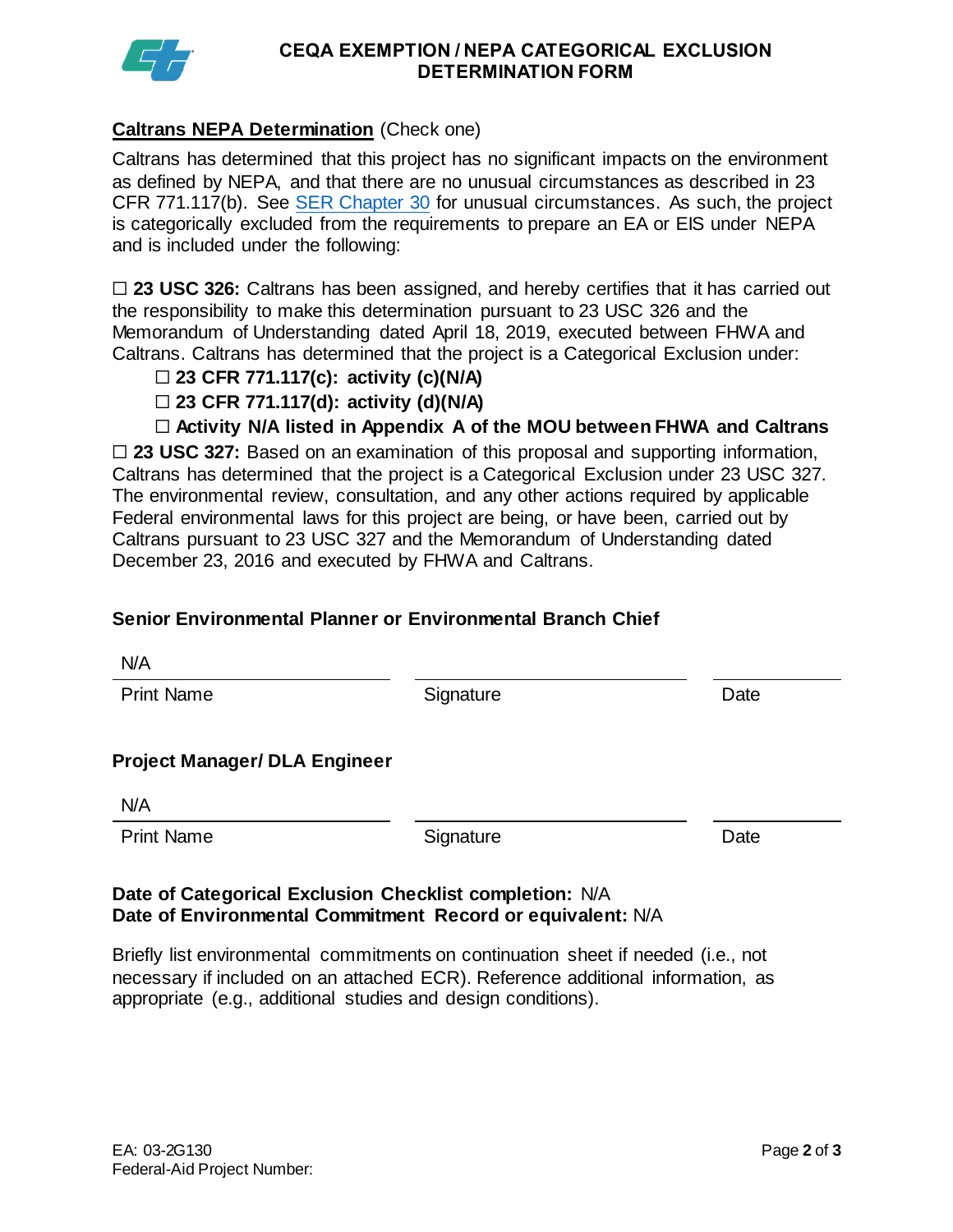# CEQA EXEMPTION / NEPA CATEGORICAL EXCLUSION DETERMINATION FORM

**Caltrans NEPA Determination** (Check one)

Caltrans has determined that this project has no significant impacts on the environment as defined by NEPA, and that there are no unusual circumstances as described in 23 CFR 771.117(b). See SER Chapter 30 for unusual circumstances. As such, the project is categorically excluded from the requirements to prepare an EA or EIS under NEPA and is included under the following:

☐ **23 USC 326:** Caltrans has been assigned, and hereby certifies that it has carried out the responsibility to make this determination pursuant to 23 USC 326 and the Memorandum of Understanding dated April 18, 2019, executed between FHWA and Caltrans. Caltrans has determined that the project is a Categorical Exclusion under:

- ☐ **23 CFR 771.117(c): activity (c)(N/A)**
- ☐ **23 CFR 771.117(d): activity (d)(N/A)**
- ☐ **Activity N/A listed in Appendix A of the MOU between FHWA and Caltrans**

☐ **23 USC 327:** Based on an examination of this proposal and supporting information, Caltrans has determined that the project is a Categorical Exclusion under 23 USC 327. The environmental review, consultation, and any other actions required by applicable Federal environmental laws for this project are being, or have been, carried out by Caltrans pursuant to 23 USC 327 and the Memorandum of Understanding dated December 23, 2016 and executed by FHWA and Caltrans.

**Senior Environmental Planner or Environmental Branch Chief**

| N/A | | |
|---|---|---|
| Print Name | Signature | Date |

**Project Manager/ DLA Engineer**

| N/A | | |
|---|---|---|
| Print Name | Signature | Date |

**Date of Categorical Exclusion Checklist completion:** N/A
**Date of Environmental Commitment Record or equivalent:** N/A

Briefly list environmental commitments on continuation sheet if needed (i.e., not necessary if included on an attached ECR). Reference additional information, as appropriate (e.g., additional studies and design conditions).

EA: 03-2G130
Federal-Aid Project Number: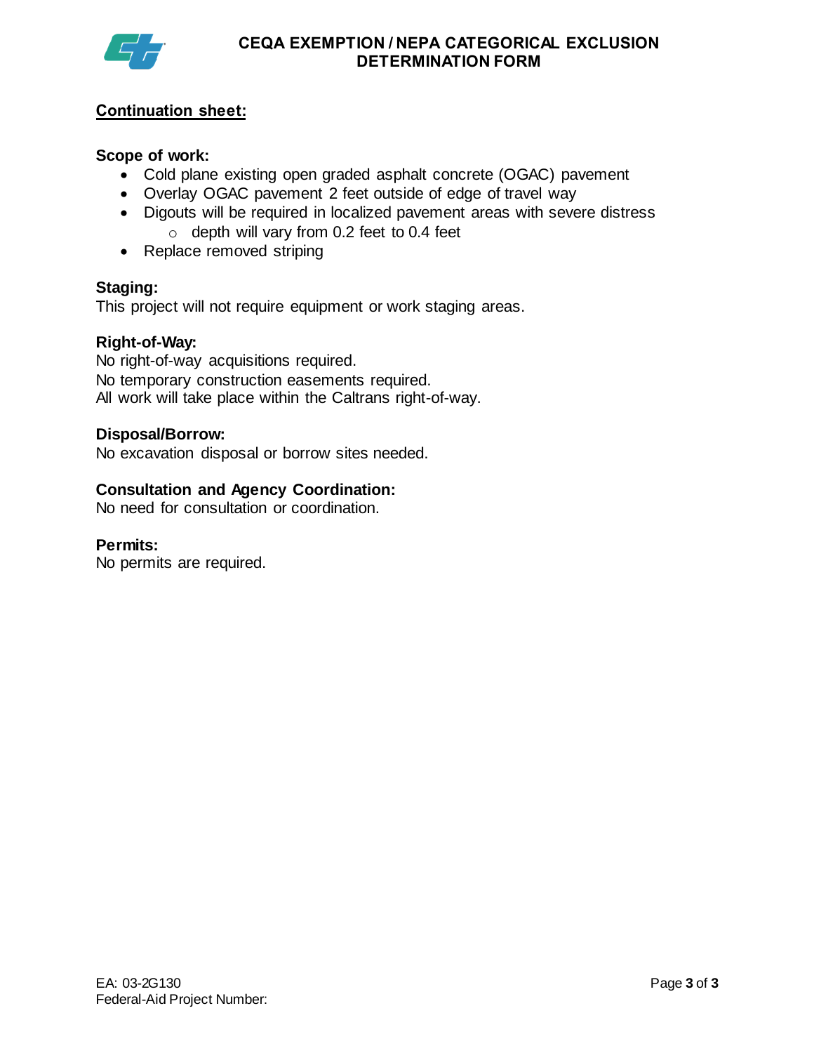## Continuation sheet:

**Scope of work:**

- Cold plane existing open graded asphalt concrete (OGAC) pavement
- Overlay OGAC pavement 2 feet outside of edge of travel way
- Digouts will be required in localized pavement areas with severe distress
  - depth will vary from 0.2 feet to 0.4 feet
- Replace removed striping

**Staging:**
This project will not require equipment or work staging areas.

**Right-of-Way:**
No right-of-way acquisitions required.
No temporary construction easements required.
All work will take place within the Caltrans right-of-way.

**Disposal/Borrow:**
No excavation disposal or borrow sites needed.

**Consultation and Agency Coordination:**
No need for consultation or coordination.

**Permits:**
No permits are required.

EA: 03-2G130
Federal-Aid Project Number: